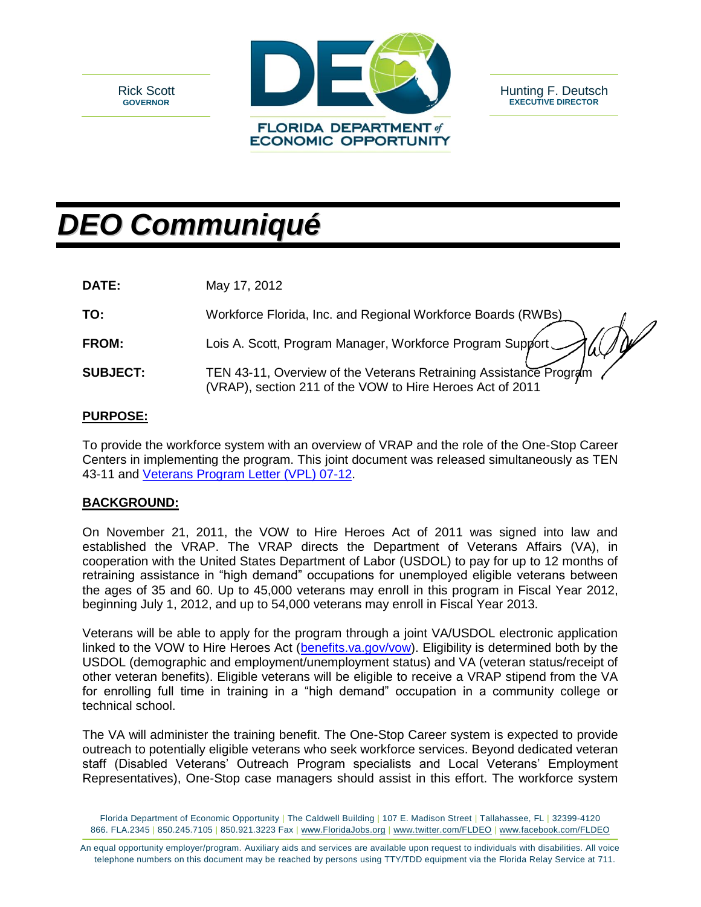Rick Scott
**GOVERNOR**

FLORIDA DEPARTMENT of ECONOMIC OPPORTUNITY

Hunting F. Deutsch
**EXECUTIVE DIRECTOR**

# *DEO Communiqué*

**DATE:** May 17, 2012

**TO:** Workforce Florida, Inc. and Regional Workforce Boards (RWBs)

**FROM:** Lois A. Scott, Program Manager, Workforce Program Support

**SUBJECT:** TEN 43-11, Overview of the Veterans Retraining Assistance Program (VRAP), section 211 of the VOW to Hire Heroes Act of 2011

## PURPOSE:

To provide the workforce system with an overview of VRAP and the role of the One-Stop Career Centers in implementing the program. This joint document was released simultaneously as TEN 43-11 and Veterans Program Letter (VPL) 07-12.

## BACKGROUND:

On November 21, 2011, the VOW to Hire Heroes Act of 2011 was signed into law and established the VRAP. The VRAP directs the Department of Veterans Affairs (VA), in cooperation with the United States Department of Labor (USDOL) to pay for up to 12 months of retraining assistance in "high demand" occupations for unemployed eligible veterans between the ages of 35 and 60. Up to 45,000 veterans may enroll in this program in Fiscal Year 2012, beginning July 1, 2012, and up to 54,000 veterans may enroll in Fiscal Year 2013.

Veterans will be able to apply for the program through a joint VA/USDOL electronic application linked to the VOW to Hire Heroes Act (benefits.va.gov/vow). Eligibility is determined both by the USDOL (demographic and employment/unemployment status) and VA (veteran status/receipt of other veteran benefits). Eligible veterans will be eligible to receive a VRAP stipend from the VA for enrolling full time in training in a "high demand" occupation in a community college or technical school.

The VA will administer the training benefit. The One-Stop Career system is expected to provide outreach to potentially eligible veterans who seek workforce services. Beyond dedicated veteran staff (Disabled Veterans' Outreach Program specialists and Local Veterans' Employment Representatives), One-Stop case managers should assist in this effort. The workforce system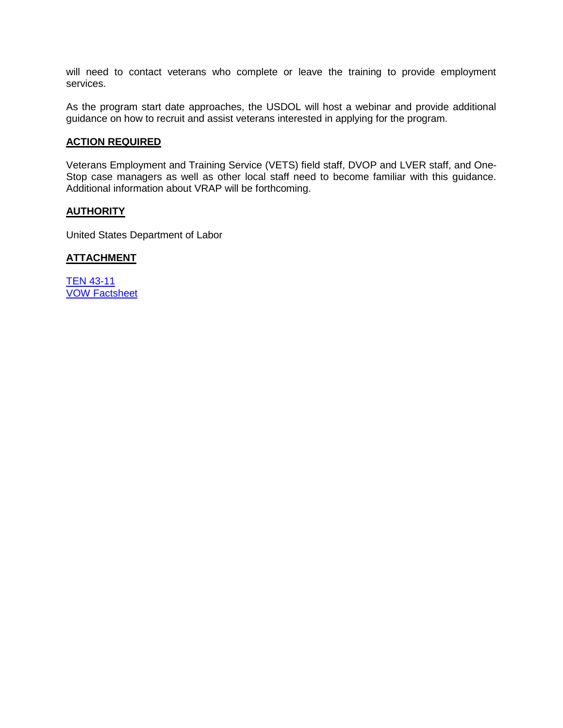will need to contact veterans who complete or leave the training to provide employment services.

As the program start date approaches, the USDOL will host a webinar and provide additional guidance on how to recruit and assist veterans interested in applying for the program.

## ACTION REQUIRED

Veterans Employment and Training Service (VETS) field staff, DVOP and LVER staff, and One-Stop case managers as well as other local staff need to become familiar with this guidance. Additional information about VRAP will be forthcoming.

## AUTHORITY

United States Department of Labor

## ATTACHMENT

TEN 43-11
VOW Factsheet